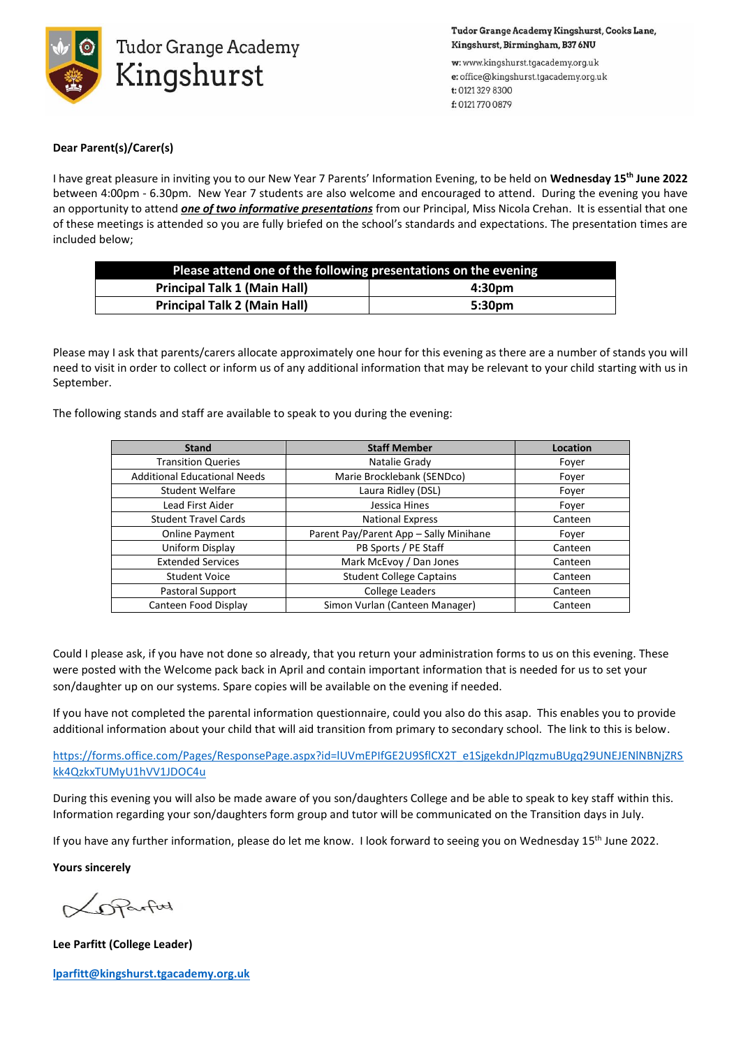Tudor Grange Academy Kingshurst

**Tudor Grange Academy Kingshurst, Cooks Lane, Kingshurst, Birmingham, B37 6NU**

**w:** www.kingshurst.tgacademy.org.uk
**e:** office@kingshurst.tgacademy.org.uk
**t:** 0121 329 8300
**f:** 0121 770 0879

**Dear Parent(s)/Carer(s)**

I have great pleasure in inviting you to our New Year 7 Parents' Information Evening, to be held on **Wednesday 15th June 2022** between 4:00pm - 6.30pm. New Year 7 students are also welcome and encouraged to attend. During the evening you have an opportunity to attend ***one of two informative presentations*** from our Principal, Miss Nicola Crehan. It is essential that one of these meetings is attended so you are fully briefed on the school's standards and expectations. The presentation times are included below;

| **Please attend one of the following presentations on the evening** | |
|---|---|
| **Principal Talk 1 (Main Hall)** | **4:30pm** |
| **Principal Talk 2 (Main Hall)** | **5:30pm** |

Please may I ask that parents/carers allocate approximately one hour for this evening as there are a number of stands you will need to visit in order to collect or inform us of any additional information that may be relevant to your child starting with us in September.

The following stands and staff are available to speak to you during the evening:

| Stand | Staff Member | Location |
|---|---|---|
| Transition Queries | Natalie Grady | Foyer |
| Additional Educational Needs | Marie Brocklebank (SENDco) | Foyer |
| Student Welfare | Laura Ridley (DSL) | Foyer |
| Lead First Aider | Jessica Hines | Foyer |
| Student Travel Cards | National Express | Canteen |
| Online Payment | Parent Pay/Parent App – Sally Minihane | Foyer |
| Uniform Display | PB Sports / PE Staff | Canteen |
| Extended Services | Mark McEvoy / Dan Jones | Canteen |
| Student Voice | Student College Captains | Canteen |
| Pastoral Support | College Leaders | Canteen |
| Canteen Food Display | Simon Vurlan (Canteen Manager) | Canteen |

Could I please ask, if you have not done so already, that you return your administration forms to us on this evening. These were posted with the Welcome pack back in April and contain important information that is needed for us to set your son/daughter up on our systems. Spare copies will be available on the evening if needed.

If you have not completed the parental information questionnaire, could you also do this asap. This enables you to provide additional information about your child that will aid transition from primary to secondary school. The link to this is below.

https://forms.office.com/Pages/ResponsePage.aspx?id=lUVmEPIfGE2U9SfICX2T_e1SjgekdnJPlqzmuBUgq29UNEJENlNBNjZRSkk4QzkxTUMyU1hVV1JDOC4u

During this evening you will also be made aware of you son/daughters College and be able to speak to key staff within this. Information regarding your son/daughters form group and tutor will be communicated on the Transition days in July.

If you have any further information, please do let me know. I look forward to seeing you on Wednesday 15th June 2022.

**Yours sincerely**

**Lee Parfitt (College Leader)**

**lparfitt@kingshurst.tgacademy.org.uk**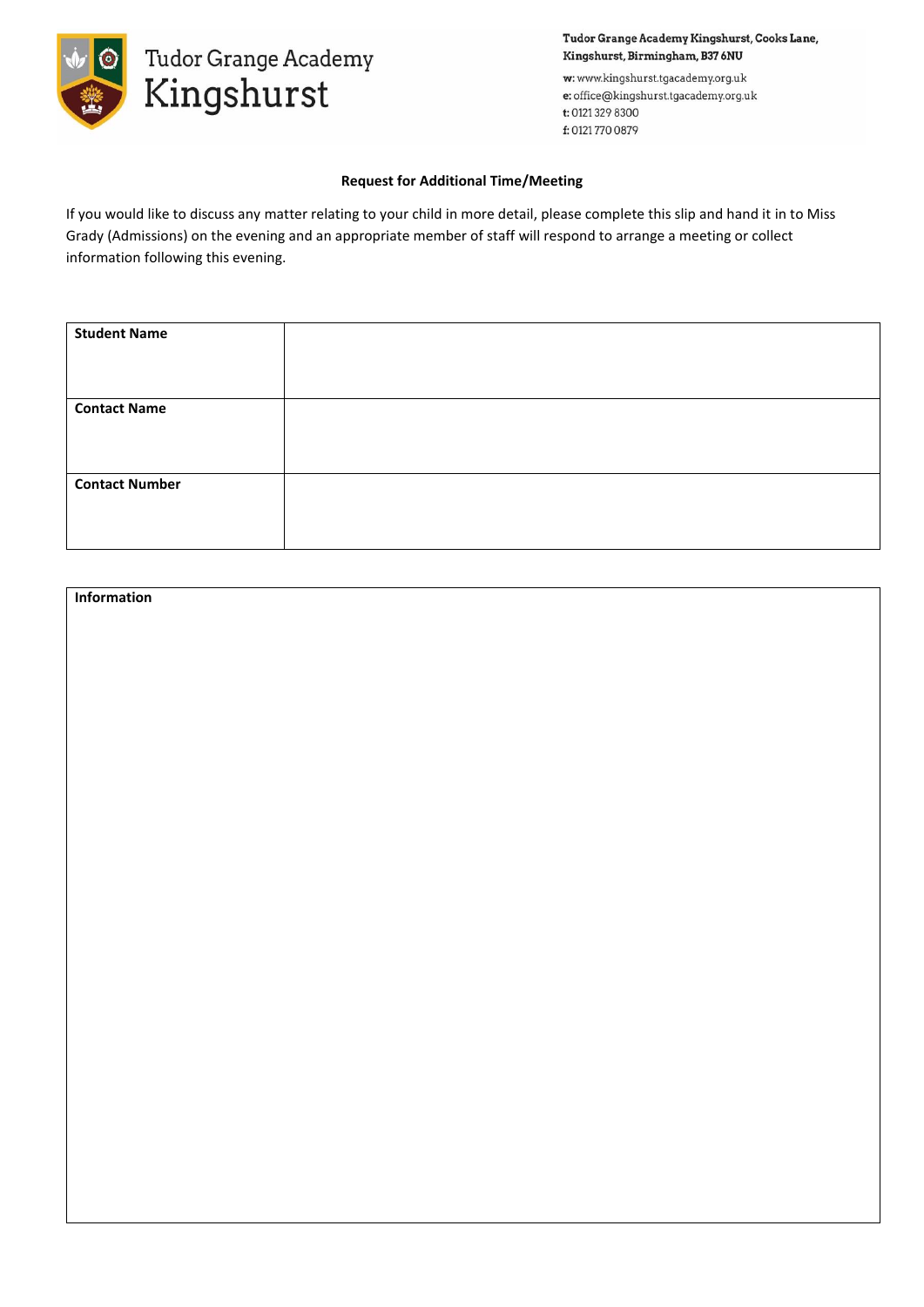Tudor Grange Academy Kingshurst

**Tudor Grange Academy Kingshurst, Cooks Lane, Kingshurst, Birmingham, B37 6NU**

**w:** www.kingshurst.tgacademy.org.uk
**e:** office@kingshurst.tgacademy.org.uk
**t:** 0121 329 8300
**f:** 0121 770 0879

**Request for Additional Time/Meeting**

If you would like to discuss any matter relating to your child in more detail, please complete this slip and hand it in to Miss Grady (Admissions) on the evening and an appropriate member of staff will respond to arrange a meeting or collect information following this evening.

| | |
|---|---|
| **Student Name** | |
| **Contact Name** | |
| **Contact Number** | |

| |
|---|
| **Information** |
| |